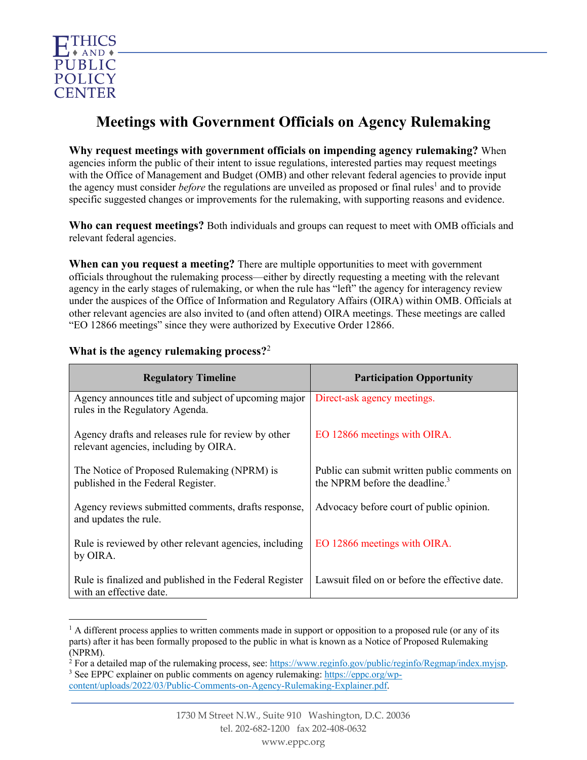ETHICS AND PUBLIC POLICY CENTER

# Meetings with Government Officials on Agency Rulemaking

**Why request meetings with government officials on impending agency rulemaking?** When agencies inform the public of their intent to issue regulations, interested parties may request meetings with the Office of Management and Budget (OMB) and other relevant federal agencies to provide input the agency must consider *before* the regulations are unveiled as proposed or final rules[1] and to provide specific suggested changes or improvements for the rulemaking, with supporting reasons and evidence.

**Who can request meetings?** Both individuals and groups can request to meet with OMB officials and relevant federal agencies.

**When can you request a meeting?** There are multiple opportunities to meet with government officials throughout the rulemaking process—either by directly requesting a meeting with the relevant agency in the early stages of rulemaking, or when the rule has "left" the agency for interagency review under the auspices of the Office of Information and Regulatory Affairs (OIRA) within OMB. Officials at other relevant agencies are also invited to (and often attend) OIRA meetings. These meetings are called "EO 12866 meetings" since they were authorized by Executive Order 12866.

**What is the agency rulemaking process?**[2]

| Regulatory Timeline | Participation Opportunity |
|---|---|
| Agency announces title and subject of upcoming major rules in the Regulatory Agenda. | Direct-ask agency meetings. |
| Agency drafts and releases rule for review by other relevant agencies, including by OIRA. | EO 12866 meetings with OIRA. |
| The Notice of Proposed Rulemaking (NPRM) is published in the Federal Register. | Public can submit written public comments on the NPRM before the deadline.[3] |
| Agency reviews submitted comments, drafts response, and updates the rule. | Advocacy before court of public opinion. |
| Rule is reviewed by other relevant agencies, including by OIRA. | EO 12866 meetings with OIRA. |
| Rule is finalized and published in the Federal Register with an effective date. | Lawsuit filed on or before the effective date. |

[1] A different process applies to written comments made in support or opposition to a proposed rule (or any of its parts) after it has been formally proposed to the public in what is known as a Notice of Proposed Rulemaking (NPRM).

[2] For a detailed map of the rulemaking process, see: https://www.reginfo.gov/public/reginfo/Regmap/index.myjsp.

[3] See EPPC explainer on public comments on agency rulemaking: https://eppc.org/wp-content/uploads/2022/03/Public-Comments-on-Agency-Rulemaking-Explainer.pdf.

1730 M Street N.W., Suite 910 Washington, D.C. 20036
tel. 202-682-1200 fax 202-408-0632
www.eppc.org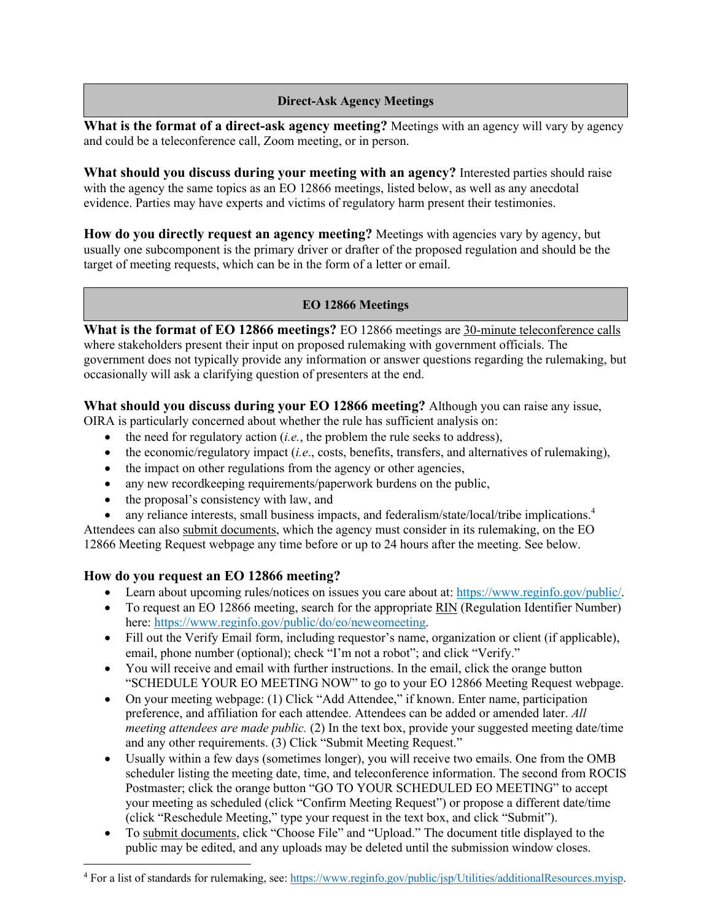## Direct-Ask Agency Meetings

**What is the format of a direct-ask agency meeting?** Meetings with an agency will vary by agency and could be a teleconference call, Zoom meeting, or in person.

**What should you discuss during your meeting with an agency?** Interested parties should raise with the agency the same topics as an EO 12866 meetings, listed below, as well as any anecdotal evidence. Parties may have experts and victims of regulatory harm present their testimonies.

**How do you directly request an agency meeting?** Meetings with agencies vary by agency, but usually one subcomponent is the primary driver or drafter of the proposed regulation and should be the target of meeting requests, which can be in the form of a letter or email.

## EO 12866 Meetings

**What is the format of EO 12866 meetings?** EO 12866 meetings are 30-minute teleconference calls where stakeholders present their input on proposed rulemaking with government officials. The government does not typically provide any information or answer questions regarding the rulemaking, but occasionally will ask a clarifying question of presenters at the end.

**What should you discuss during your EO 12866 meeting?** Although you can raise any issue, OIRA is particularly concerned about whether the rule has sufficient analysis on:

- the need for regulatory action (*i.e.*, the problem the rule seeks to address),
- the economic/regulatory impact (*i.e*., costs, benefits, transfers, and alternatives of rulemaking),
- the impact on other regulations from the agency or other agencies,
- any new recordkeeping requirements/paperwork burdens on the public,
- the proposal's consistency with law, and
- any reliance interests, small business impacts, and federalism/state/local/tribe implications.[4]

Attendees can also submit documents, which the agency must consider in its rulemaking, on the EO 12866 Meeting Request webpage any time before or up to 24 hours after the meeting. See below.

### How do you request an EO 12866 meeting?

- Learn about upcoming rules/notices on issues you care about at: https://www.reginfo.gov/public/.
- To request an EO 12866 meeting, search for the appropriate RIN (Regulation Identifier Number) here: https://www.reginfo.gov/public/do/eo/neweomeeting.
- Fill out the Verify Email form, including requestor's name, organization or client (if applicable), email, phone number (optional); check "I'm not a robot"; and click "Verify."
- You will receive and email with further instructions. In the email, click the orange button "SCHEDULE YOUR EO MEETING NOW" to go to your EO 12866 Meeting Request webpage.
- On your meeting webpage: (1) Click "Add Attendee," if known. Enter name, participation preference, and affiliation for each attendee. Attendees can be added or amended later. *All meeting attendees are made public.* (2) In the text box, provide your suggested meeting date/time and any other requirements. (3) Click "Submit Meeting Request."
- Usually within a few days (sometimes longer), you will receive two emails. One from the OMB scheduler listing the meeting date, time, and teleconference information. The second from ROCIS Postmaster; click the orange button "GO TO YOUR SCHEDULED EO MEETING" to accept your meeting as scheduled (click "Confirm Meeting Request") or propose a different date/time (click "Reschedule Meeting," type your request in the text box, and click "Submit").
- To submit documents, click "Choose File" and "Upload." The document title displayed to the public may be edited, and any uploads may be deleted until the submission window closes.

---

[4] For a list of standards for rulemaking, see: https://www.reginfo.gov/public/jsp/Utilities/additionalResources.myjsp.